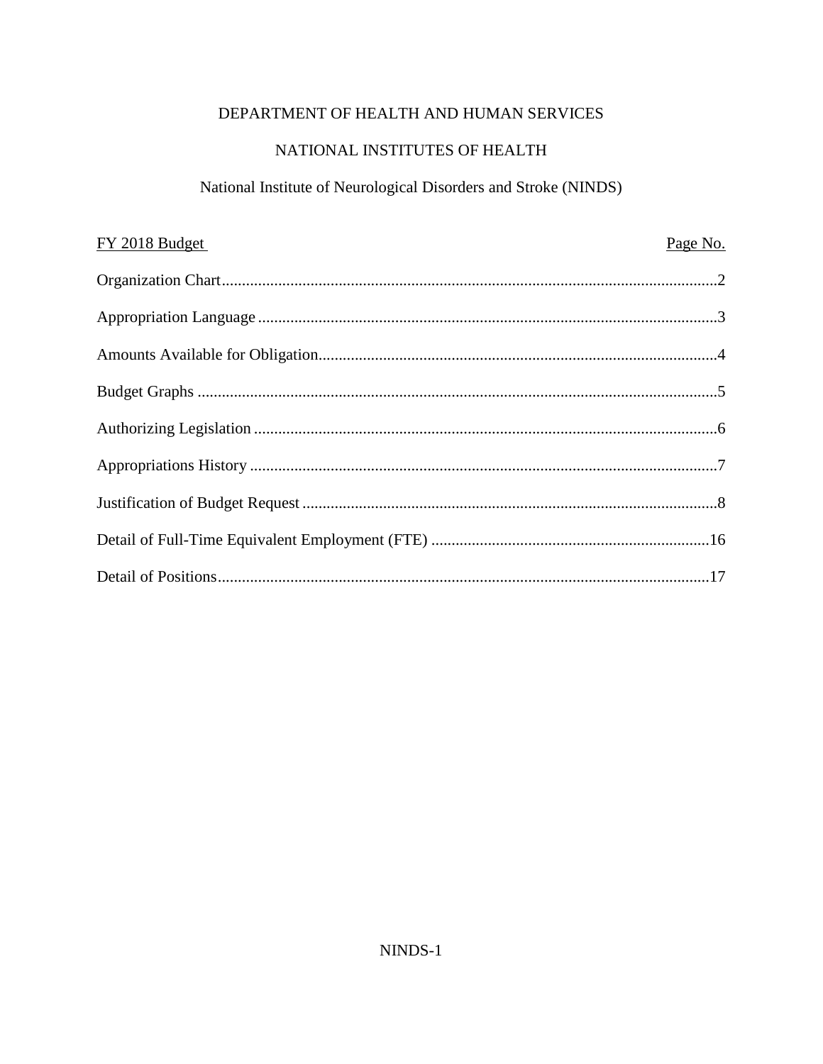DEPARTMENT OF HEALTH AND HUMAN SERVICES

NATIONAL INSTITUTES OF HEALTH

National Institute of Neurological Disorders and Stroke (NINDS)

| FY 2018 Budget | Page No. |
|---|---|
| Organization Chart | 2 |
| Appropriation Language | 3 |
| Amounts Available for Obligation | 4 |
| Budget Graphs | 5 |
| Authorizing Legislation | 6 |
| Appropriations History | 7 |
| Justification of Budget Request | 8 |
| Detail of Full-Time Equivalent Employment (FTE) | 16 |
| Detail of Positions | 17 |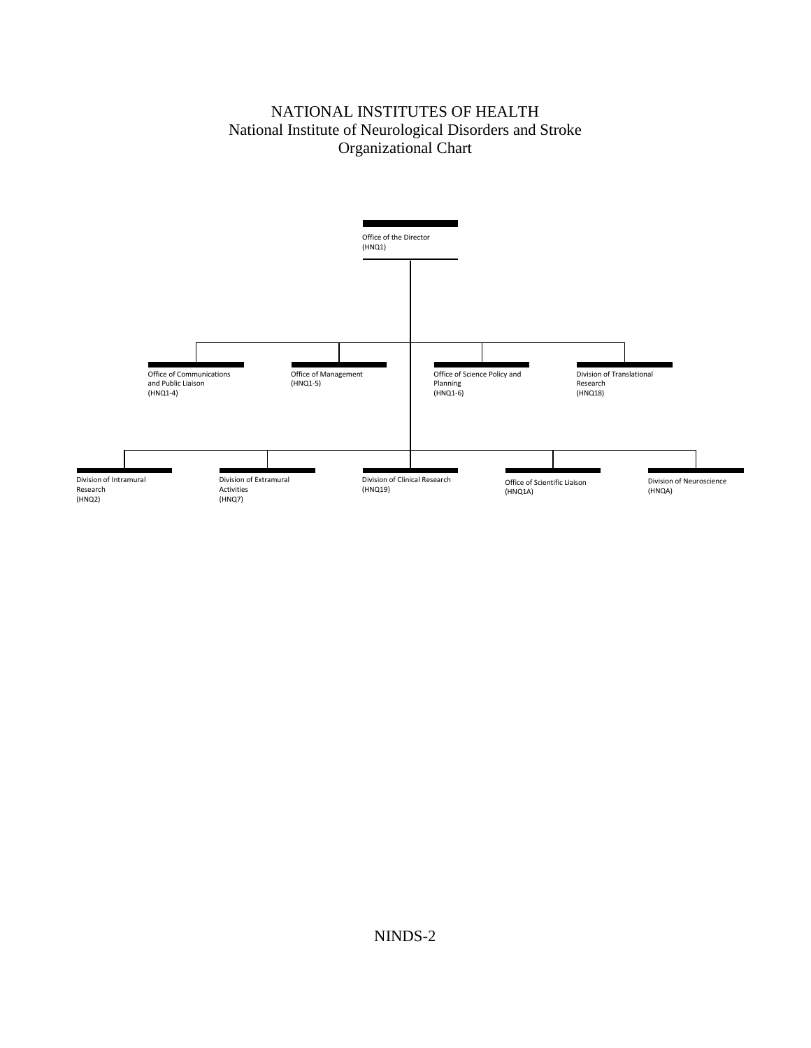# NATIONAL INSTITUTES OF HEALTH
## National Institute of Neurological Disorders and Stroke
## Organizational Chart

Office of the Director
(HNQ1)

- Office of Communications and Public Liaison (HNQ1-4)
- Office of Management (HNQ1-5)
- Office of Science Policy and Planning (HNQ1-6)
- Division of Translational Research (HNQ18)

- Division of Intramural Research (HNQ2)
- Division of Extramural Activities (HNQ7)
- Division of Clinical Research (HNQ19)
- Office of Scientific Liaison (HNQ1A)
- Division of Neuroscience (HNQA)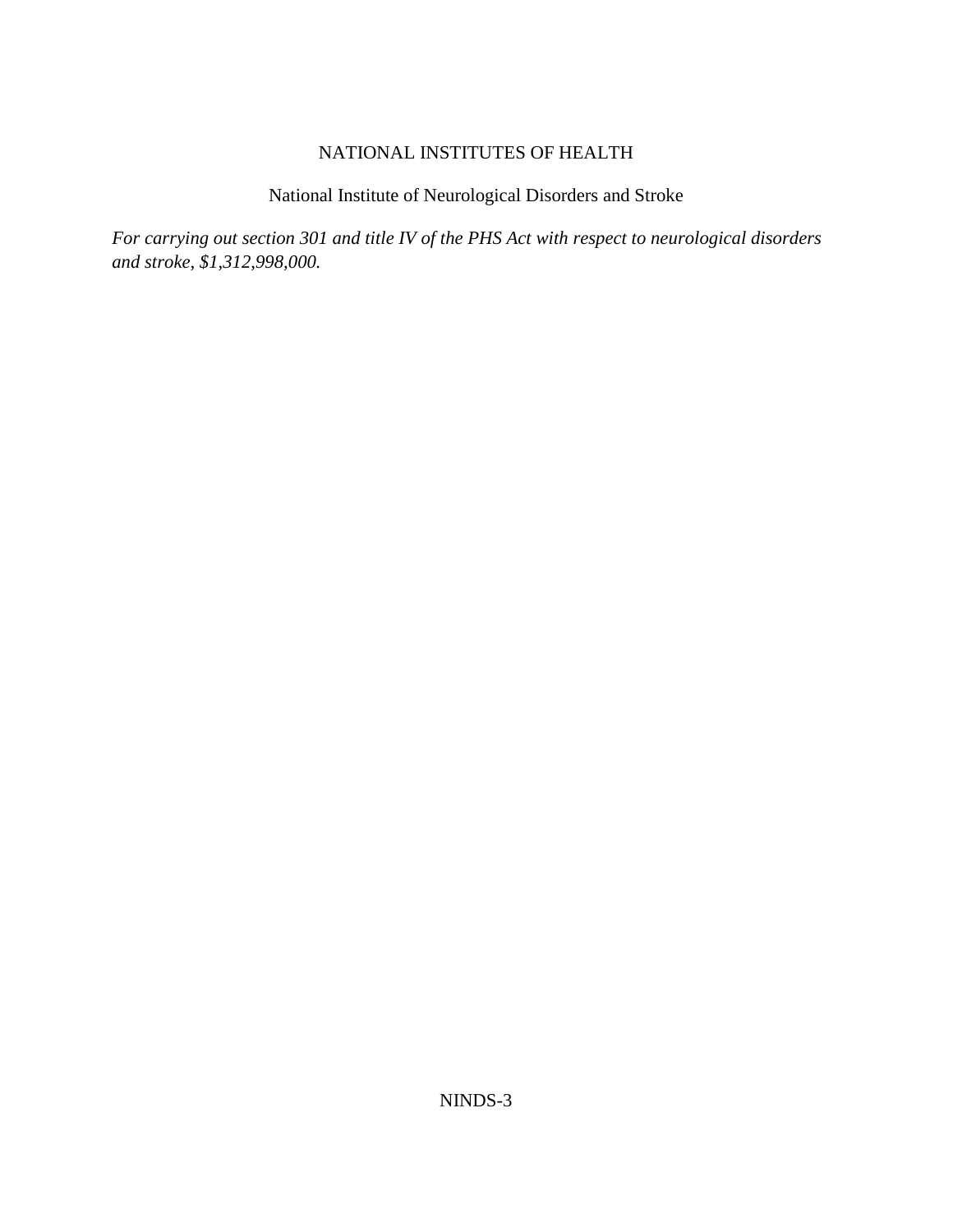# NATIONAL INSTITUTES OF HEALTH

## National Institute of Neurological Disorders and Stroke

*For carrying out section 301 and title IV of the PHS Act with respect to neurological disorders and stroke, $1,312,998,000.*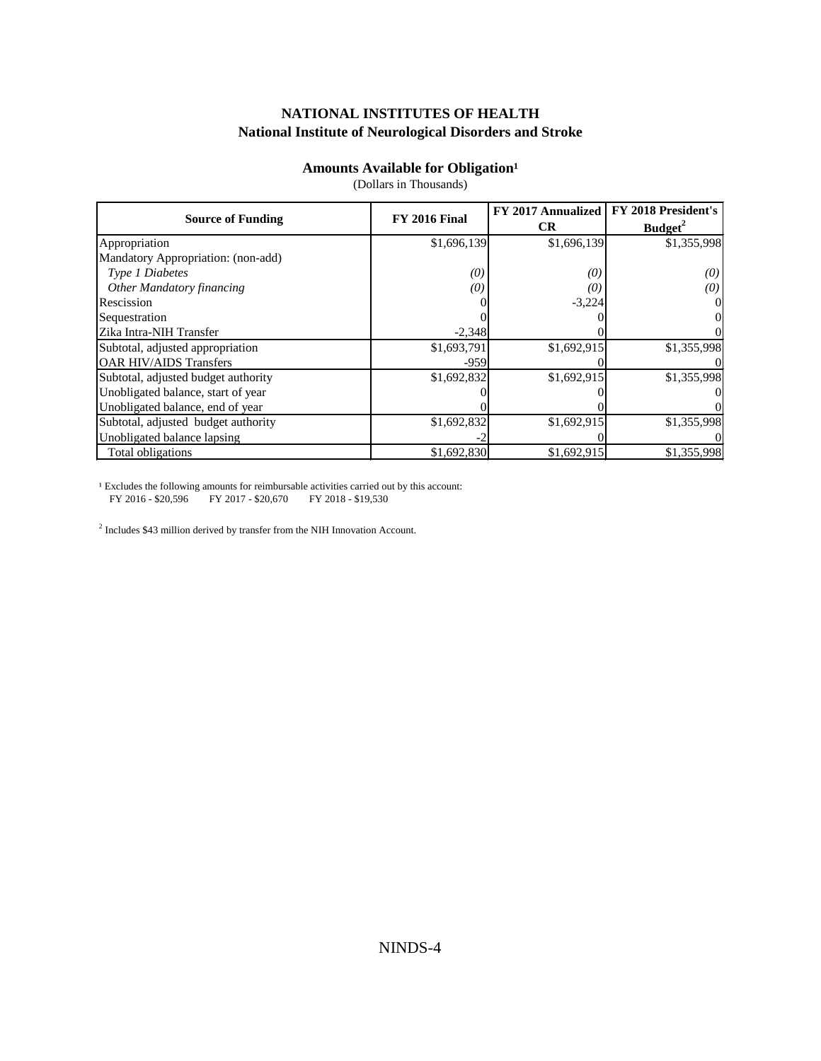**NATIONAL INSTITUTES OF HEALTH**
**National Institute of Neurological Disorders and Stroke**

**Amounts Available for Obligation[1]**
(Dollars in Thousands)

| Source of Funding | FY 2016 Final | FY 2017 Annualized CR | FY 2018 President's Budget[2] |
|---|---|---|---|
| Appropriation | $1,696,139 | $1,696,139 | $1,355,998 |
| Mandatory Appropriation: (non-add) | | | |
| *Type 1 Diabetes* | *(0)* | *(0)* | *(0)* |
| *Other Mandatory financing* | *(0)* | *(0)* | *(0)* |
| Rescission | 0 | -3,224 | 0 |
| Sequestration | 0 | 0 | 0 |
| Zika Intra-NIH Transfer | -2,348 | 0 | 0 |
| Subtotal, adjusted appropriation | $1,693,791 | $1,692,915 | $1,355,998 |
| OAR HIV/AIDS Transfers | -959 | 0 | 0 |
| Subtotal, adjusted budget authority | $1,692,832 | $1,692,915 | $1,355,998 |
| Unobligated balance, start of year | 0 | 0 | 0 |
| Unobligated balance, end of year | 0 | 0 | 0 |
| Subtotal, adjusted budget authority | $1,692,832 | $1,692,915 | $1,355,998 |
| Unobligated balance lapsing | -2 | 0 | 0 |
| Total obligations | $1,692,830 | $1,692,915 | $1,355,998 |

[1] Excludes the following amounts for reimbursable activities carried out by this account:
FY 2016 - $20,596 FY 2017 - $20,670 FY 2018 - $19,530

[2] Includes $43 million derived by transfer from the NIH Innovation Account.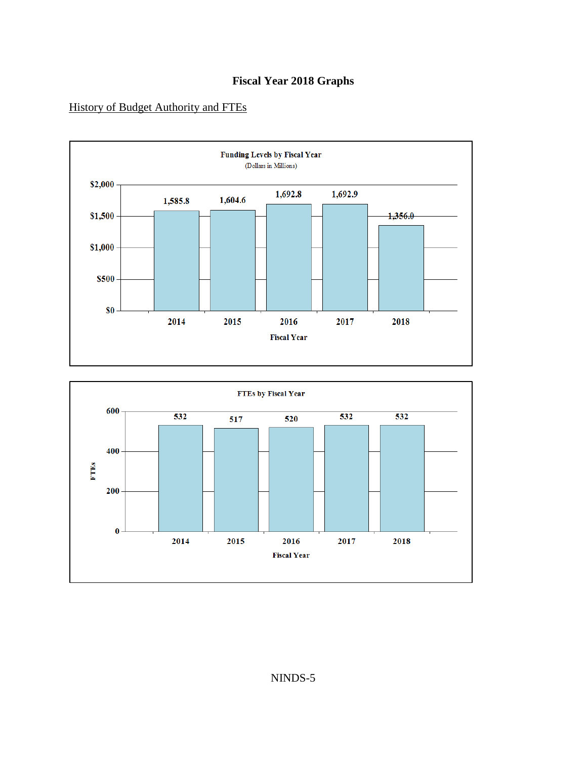# Fiscal Year 2018 Graphs

History of Budget Authority and FTEs

**Funding Levels by Fiscal Year**
(Dollars in Millions)

| Fiscal Year | Funding Level |
|---|---|
| 2014 | 1,585.8 |
| 2015 | 1,604.6 |
| 2016 | 1,692.8 |
| 2017 | 1,692.9 |
| 2018 | 1,356.0 |

**FTEs by Fiscal Year**

| Fiscal Year | FTEs |
|---|---|
| 2014 | 532 |
| 2015 | 517 |
| 2016 | 520 |
| 2017 | 532 |
| 2018 | 532 |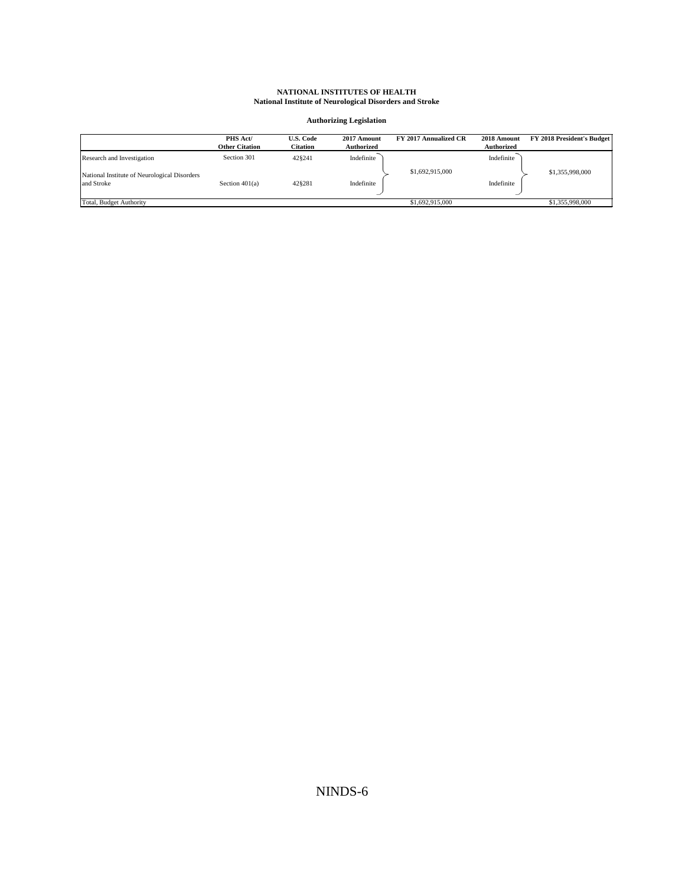**NATIONAL INSTITUTES OF HEALTH**
**National Institute of Neurological Disorders and Stroke**

**Authorizing Legislation**

| | PHS Act/ Other Citation | U.S. Code Citation | 2017 Amount Authorized | FY 2017 Annualized CR | 2018 Amount Authorized | FY 2018 President's Budget |
|---|---|---|---|---|---|---|
| Research and Investigation | Section 301 | 42§241 | Indefinite | $1,692,915,000 | Indefinite | $1,355,998,000 |
| National Institute of Neurological Disorders and Stroke | Section 401(a) | 42§281 | Indefinite | | Indefinite | |
| Total, Budget Authority | | | | $1,692,915,000 | | $1,355,998,000 |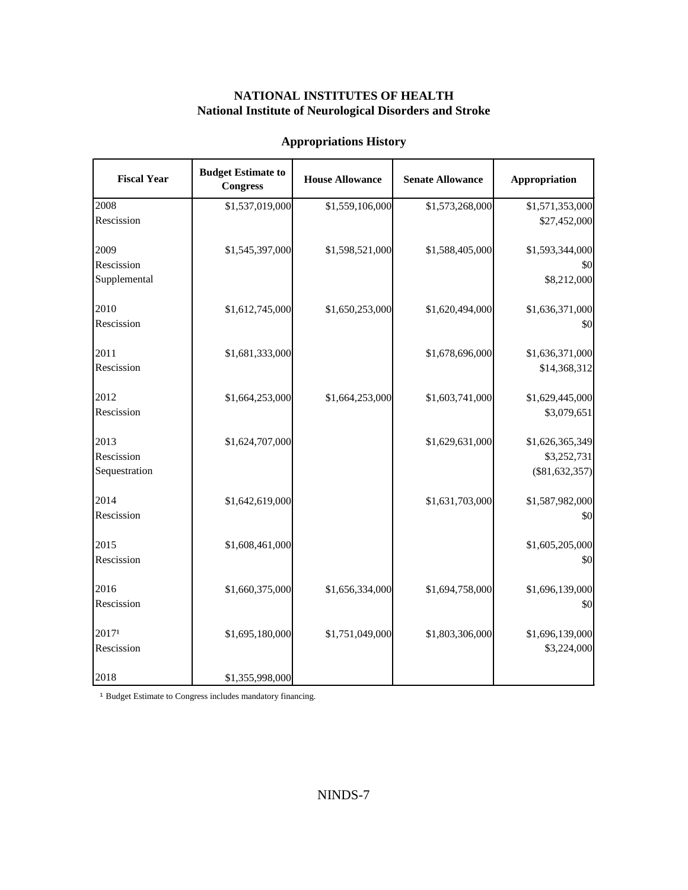# NATIONAL INSTITUTES OF HEALTH
## National Institute of Neurological Disorders and Stroke

### Appropriations History

| Fiscal Year | Budget Estimate to Congress | House Allowance | Senate Allowance | Appropriation |
|---|---|---|---|---|
| 2008 | $1,537,019,000 | $1,559,106,000 | $1,573,268,000 | $1,571,353,000 |
| Rescission | | | | $27,452,000 |
| 2009 | $1,545,397,000 | $1,598,521,000 | $1,588,405,000 | $1,593,344,000 |
| Rescission | | | | $0 |
| Supplemental | | | | $8,212,000 |
| 2010 | $1,612,745,000 | $1,650,253,000 | $1,620,494,000 | $1,636,371,000 |
| Rescission | | | | $0 |
| 2011 | $1,681,333,000 | | $1,678,696,000 | $1,636,371,000 |
| Rescission | | | | $14,368,312 |
| 2012 | $1,664,253,000 | $1,664,253,000 | $1,603,741,000 | $1,629,445,000 |
| Rescission | | | | $3,079,651 |
| 2013 | $1,624,707,000 | | $1,629,631,000 | $1,626,365,349 |
| Rescission | | | | $3,252,731 |
| Sequestration | | | | ($81,632,357) |
| 2014 | $1,642,619,000 | | $1,631,703,000 | $1,587,982,000 |
| Rescission | | | | $0 |
| 2015 | $1,608,461,000 | | | $1,605,205,000 |
| Rescission | | | | $0 |
| 2016 | $1,660,375,000 | $1,656,334,000 | $1,694,758,000 | $1,696,139,000 |
| Rescission | | | | $0 |
| 2017[1] | $1,695,180,000 | $1,751,049,000 | $1,803,306,000 | $1,696,139,000 |
| Rescission | | | | $3,224,000 |
| 2018 | $1,355,998,000 | | | |

[1] Budget Estimate to Congress includes mandatory financing.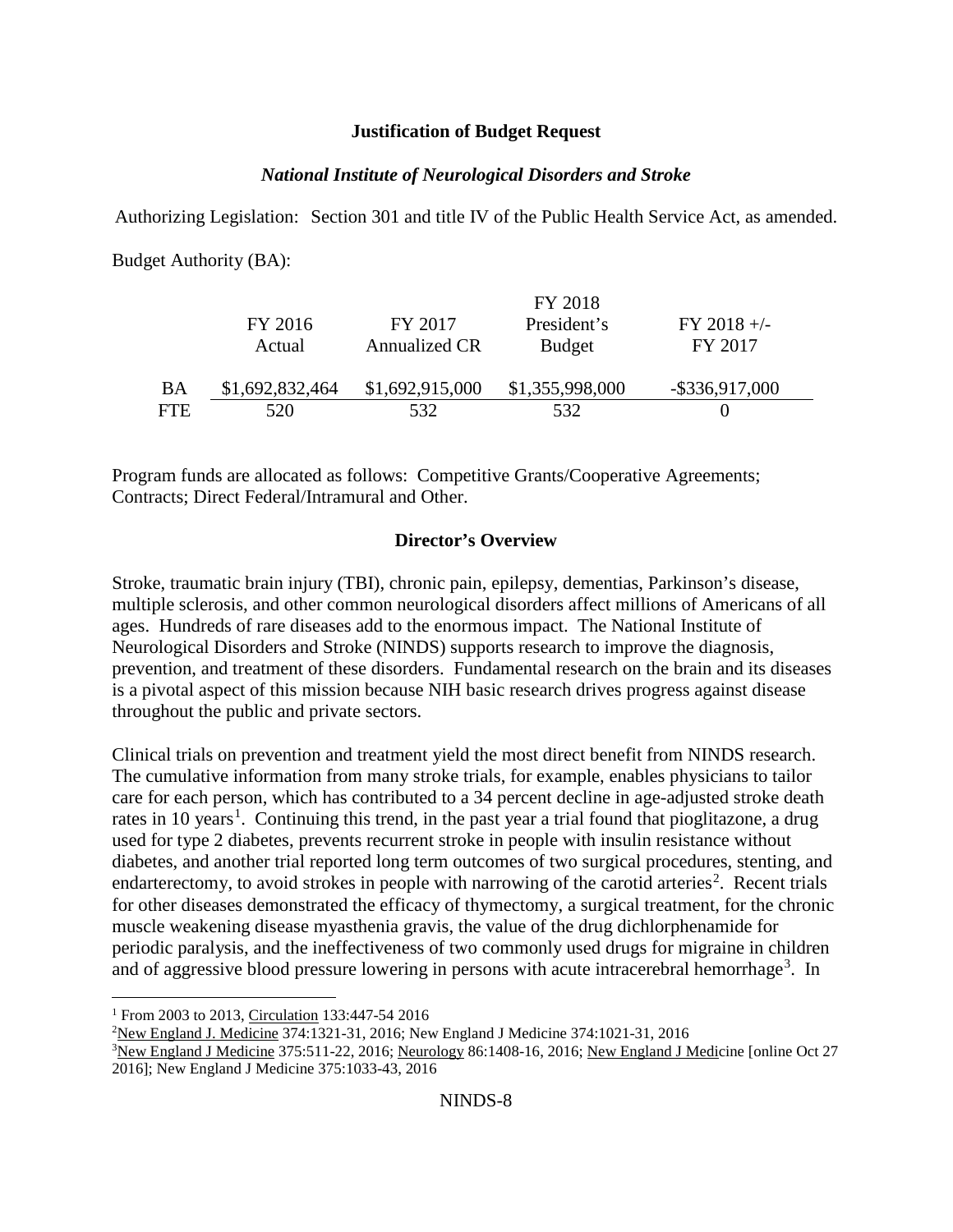**Justification of Budget Request**

***National Institute of Neurological Disorders and Stroke***

Authorizing Legislation: Section 301 and title IV of the Public Health Service Act, as amended.

Budget Authority (BA):

| | FY 2016 Actual | FY 2017 Annualized CR | FY 2018 President's Budget | FY 2018 +/- FY 2017 |
|---|---|---|---|---|
| BA | $1,692,832,464 | $1,692,915,000 | $1,355,998,000 | -$336,917,000 |
| FTE | 520 | 532 | 532 | 0 |

Program funds are allocated as follows: Competitive Grants/Cooperative Agreements; Contracts; Direct Federal/Intramural and Other.

**Director's Overview**

Stroke, traumatic brain injury (TBI), chronic pain, epilepsy, dementias, Parkinson's disease, multiple sclerosis, and other common neurological disorders affect millions of Americans of all ages. Hundreds of rare diseases add to the enormous impact. The National Institute of Neurological Disorders and Stroke (NINDS) supports research to improve the diagnosis, prevention, and treatment of these disorders. Fundamental research on the brain and its diseases is a pivotal aspect of this mission because NIH basic research drives progress against disease throughout the public and private sectors.

Clinical trials on prevention and treatment yield the most direct benefit from NINDS research. The cumulative information from many stroke trials, for example, enables physicians to tailor care for each person, which has contributed to a 34 percent decline in age-adjusted stroke death rates in 10 years[1]. Continuing this trend, in the past year a trial found that pioglitazone, a drug used for type 2 diabetes, prevents recurrent stroke in people with insulin resistance without diabetes, and another trial reported long term outcomes of two surgical procedures, stenting, and endarterectomy, to avoid strokes in people with narrowing of the carotid arteries[2]. Recent trials for other diseases demonstrated the efficacy of thymectomy, a surgical treatment, for the chronic muscle weakening disease myasthenia gravis, the value of the drug dichlorphenamide for periodic paralysis, and the ineffectiveness of two commonly used drugs for migraine in children and of aggressive blood pressure lowering in persons with acute intracerebral hemorrhage[3]. In

---

[1] From 2003 to 2013, Circulation 133:447-54 2016

[2] New England J. Medicine 374:1321-31, 2016; New England J Medicine 374:1021-31, 2016

[3] New England J Medicine 375:511-22, 2016; Neurology 86:1408-16, 2016; New England J Medicine [online Oct 27 2016]; New England J Medicine 375:1033-43, 2016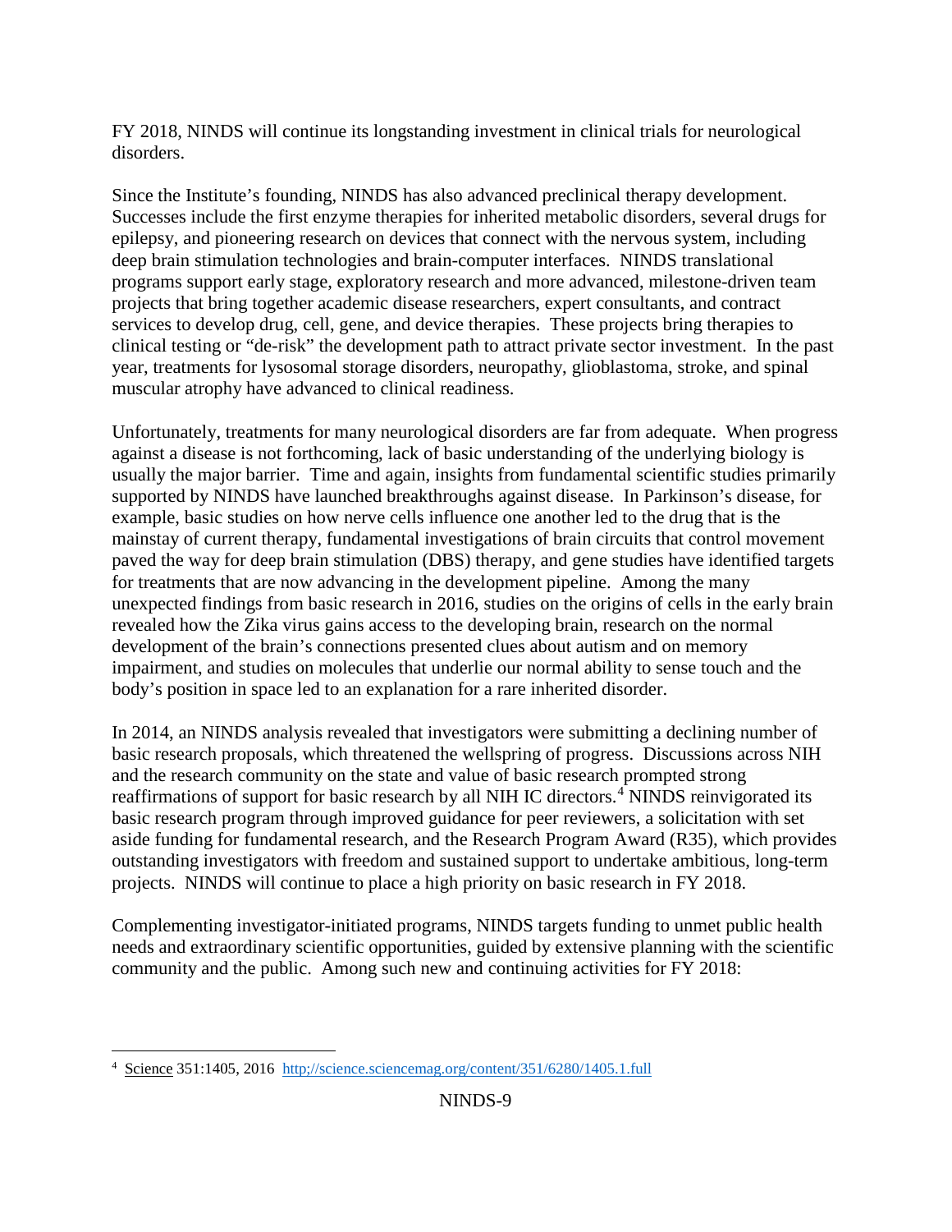FY 2018, NINDS will continue its longstanding investment in clinical trials for neurological disorders.

Since the Institute's founding, NINDS has also advanced preclinical therapy development. Successes include the first enzyme therapies for inherited metabolic disorders, several drugs for epilepsy, and pioneering research on devices that connect with the nervous system, including deep brain stimulation technologies and brain-computer interfaces. NINDS translational programs support early stage, exploratory research and more advanced, milestone-driven team projects that bring together academic disease researchers, expert consultants, and contract services to develop drug, cell, gene, and device therapies. These projects bring therapies to clinical testing or "de-risk" the development path to attract private sector investment. In the past year, treatments for lysosomal storage disorders, neuropathy, glioblastoma, stroke, and spinal muscular atrophy have advanced to clinical readiness.

Unfortunately, treatments for many neurological disorders are far from adequate. When progress against a disease is not forthcoming, lack of basic understanding of the underlying biology is usually the major barrier. Time and again, insights from fundamental scientific studies primarily supported by NINDS have launched breakthroughs against disease. In Parkinson's disease, for example, basic studies on how nerve cells influence one another led to the drug that is the mainstay of current therapy, fundamental investigations of brain circuits that control movement paved the way for deep brain stimulation (DBS) therapy, and gene studies have identified targets for treatments that are now advancing in the development pipeline. Among the many unexpected findings from basic research in 2016, studies on the origins of cells in the early brain revealed how the Zika virus gains access to the developing brain, research on the normal development of the brain's connections presented clues about autism and on memory impairment, and studies on molecules that underlie our normal ability to sense touch and the body's position in space led to an explanation for a rare inherited disorder.

In 2014, an NINDS analysis revealed that investigators were submitting a declining number of basic research proposals, which threatened the wellspring of progress. Discussions across NIH and the research community on the state and value of basic research prompted strong reaffirmations of support for basic research by all NIH IC directors.[4] NINDS reinvigorated its basic research program through improved guidance for peer reviewers, a solicitation with set aside funding for fundamental research, and the Research Program Award (R35), which provides outstanding investigators with freedom and sustained support to undertake ambitious, long-term projects. NINDS will continue to place a high priority on basic research in FY 2018.

Complementing investigator-initiated programs, NINDS targets funding to unmet public health needs and extraordinary scientific opportunities, guided by extensive planning with the scientific community and the public. Among such new and continuing activities for FY 2018:

---

[4] Science 351:1405, 2016 http;//science.sciencemag.org/content/351/6280/1405.1.full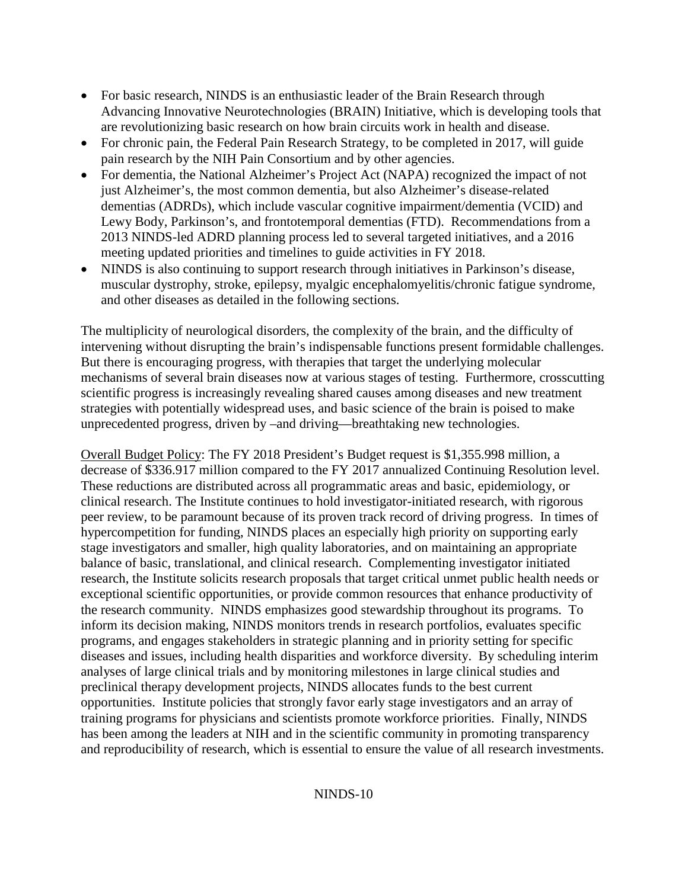- For basic research, NINDS is an enthusiastic leader of the Brain Research through Advancing Innovative Neurotechnologies (BRAIN) Initiative, which is developing tools that are revolutionizing basic research on how brain circuits work in health and disease.
- For chronic pain, the Federal Pain Research Strategy, to be completed in 2017, will guide pain research by the NIH Pain Consortium and by other agencies.
- For dementia, the National Alzheimer's Project Act (NAPA) recognized the impact of not just Alzheimer's, the most common dementia, but also Alzheimer's disease-related dementias (ADRDs), which include vascular cognitive impairment/dementia (VCID) and Lewy Body, Parkinson's, and frontotemporal dementias (FTD). Recommendations from a 2013 NINDS-led ADRD planning process led to several targeted initiatives, and a 2016 meeting updated priorities and timelines to guide activities in FY 2018.
- NINDS is also continuing to support research through initiatives in Parkinson's disease, muscular dystrophy, stroke, epilepsy, myalgic encephalomyelitis/chronic fatigue syndrome, and other diseases as detailed in the following sections.

The multiplicity of neurological disorders, the complexity of the brain, and the difficulty of intervening without disrupting the brain's indispensable functions present formidable challenges. But there is encouraging progress, with therapies that target the underlying molecular mechanisms of several brain diseases now at various stages of testing. Furthermore, crosscutting scientific progress is increasingly revealing shared causes among diseases and new treatment strategies with potentially widespread uses, and basic science of the brain is poised to make unprecedented progress, driven by –and driving—breathtaking new technologies.

Overall Budget Policy: The FY 2018 President's Budget request is $1,355.998 million, a decrease of $336.917 million compared to the FY 2017 annualized Continuing Resolution level. These reductions are distributed across all programmatic areas and basic, epidemiology, or clinical research. The Institute continues to hold investigator-initiated research, with rigorous peer review, to be paramount because of its proven track record of driving progress. In times of hypercompetition for funding, NINDS places an especially high priority on supporting early stage investigators and smaller, high quality laboratories, and on maintaining an appropriate balance of basic, translational, and clinical research. Complementing investigator initiated research, the Institute solicits research proposals that target critical unmet public health needs or exceptional scientific opportunities, or provide common resources that enhance productivity of the research community. NINDS emphasizes good stewardship throughout its programs. To inform its decision making, NINDS monitors trends in research portfolios, evaluates specific programs, and engages stakeholders in strategic planning and in priority setting for specific diseases and issues, including health disparities and workforce diversity. By scheduling interim analyses of large clinical trials and by monitoring milestones in large clinical studies and preclinical therapy development projects, NINDS allocates funds to the best current opportunities. Institute policies that strongly favor early stage investigators and an array of training programs for physicians and scientists promote workforce priorities. Finally, NINDS has been among the leaders at NIH and in the scientific community in promoting transparency and reproducibility of research, which is essential to ensure the value of all research investments.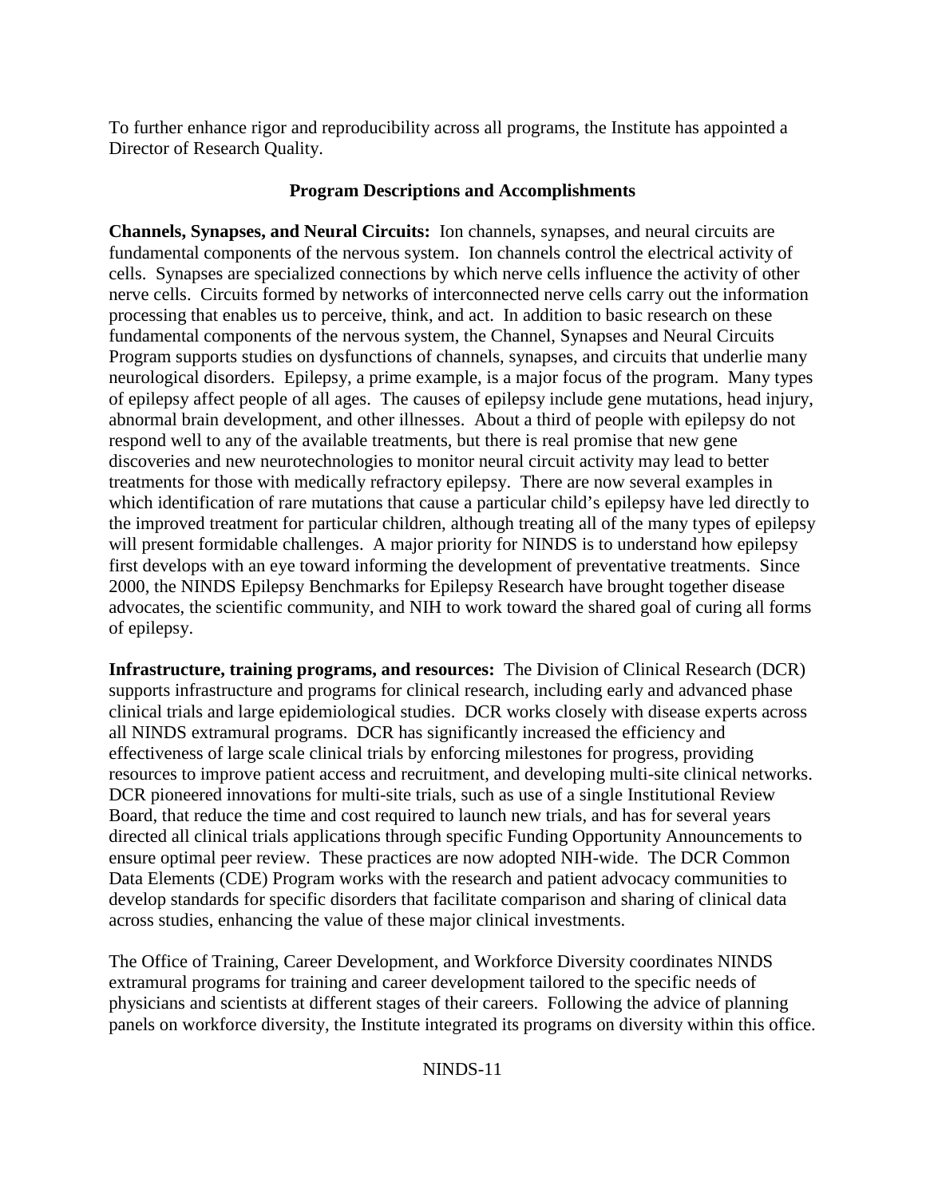To further enhance rigor and reproducibility across all programs, the Institute has appointed a Director of Research Quality.

## Program Descriptions and Accomplishments

**Channels, Synapses, and Neural Circuits:** Ion channels, synapses, and neural circuits are fundamental components of the nervous system. Ion channels control the electrical activity of cells. Synapses are specialized connections by which nerve cells influence the activity of other nerve cells. Circuits formed by networks of interconnected nerve cells carry out the information processing that enables us to perceive, think, and act. In addition to basic research on these fundamental components of the nervous system, the Channel, Synapses and Neural Circuits Program supports studies on dysfunctions of channels, synapses, and circuits that underlie many neurological disorders. Epilepsy, a prime example, is a major focus of the program. Many types of epilepsy affect people of all ages. The causes of epilepsy include gene mutations, head injury, abnormal brain development, and other illnesses. About a third of people with epilepsy do not respond well to any of the available treatments, but there is real promise that new gene discoveries and new neurotechnologies to monitor neural circuit activity may lead to better treatments for those with medically refractory epilepsy. There are now several examples in which identification of rare mutations that cause a particular child's epilepsy have led directly to the improved treatment for particular children, although treating all of the many types of epilepsy will present formidable challenges. A major priority for NINDS is to understand how epilepsy first develops with an eye toward informing the development of preventative treatments. Since 2000, the NINDS Epilepsy Benchmarks for Epilepsy Research have brought together disease advocates, the scientific community, and NIH to work toward the shared goal of curing all forms of epilepsy.

**Infrastructure, training programs, and resources:** The Division of Clinical Research (DCR) supports infrastructure and programs for clinical research, including early and advanced phase clinical trials and large epidemiological studies. DCR works closely with disease experts across all NINDS extramural programs. DCR has significantly increased the efficiency and effectiveness of large scale clinical trials by enforcing milestones for progress, providing resources to improve patient access and recruitment, and developing multi-site clinical networks. DCR pioneered innovations for multi-site trials, such as use of a single Institutional Review Board, that reduce the time and cost required to launch new trials, and has for several years directed all clinical trials applications through specific Funding Opportunity Announcements to ensure optimal peer review. These practices are now adopted NIH-wide. The DCR Common Data Elements (CDE) Program works with the research and patient advocacy communities to develop standards for specific disorders that facilitate comparison and sharing of clinical data across studies, enhancing the value of these major clinical investments.

The Office of Training, Career Development, and Workforce Diversity coordinates NINDS extramural programs for training and career development tailored to the specific needs of physicians and scientists at different stages of their careers. Following the advice of planning panels on workforce diversity, the Institute integrated its programs on diversity within this office.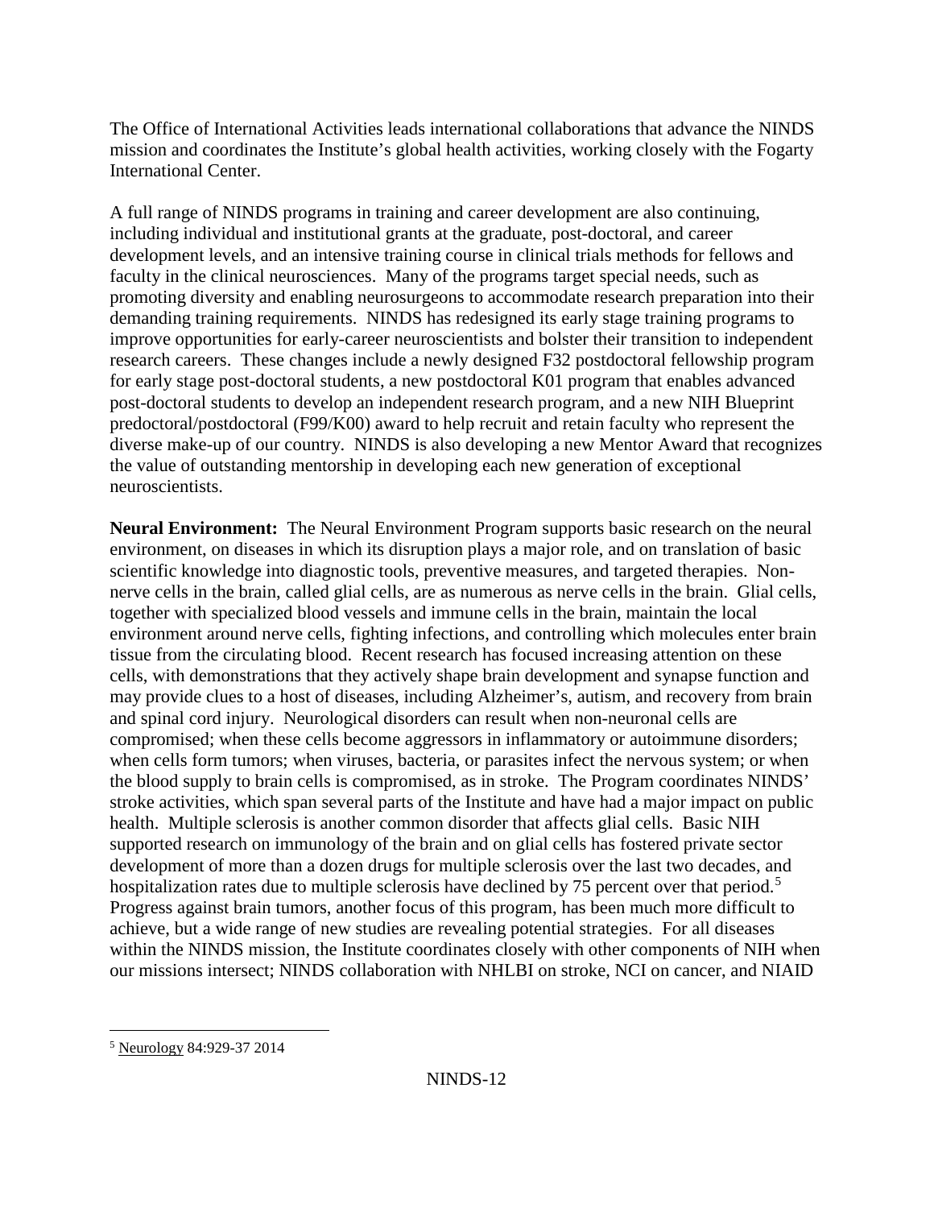The Office of International Activities leads international collaborations that advance the NINDS mission and coordinates the Institute's global health activities, working closely with the Fogarty International Center.

A full range of NINDS programs in training and career development are also continuing, including individual and institutional grants at the graduate, post-doctoral, and career development levels, and an intensive training course in clinical trials methods for fellows and faculty in the clinical neurosciences. Many of the programs target special needs, such as promoting diversity and enabling neurosurgeons to accommodate research preparation into their demanding training requirements. NINDS has redesigned its early stage training programs to improve opportunities for early-career neuroscientists and bolster their transition to independent research careers. These changes include a newly designed F32 postdoctoral fellowship program for early stage post-doctoral students, a new postdoctoral K01 program that enables advanced post-doctoral students to develop an independent research program, and a new NIH Blueprint predoctoral/postdoctoral (F99/K00) award to help recruit and retain faculty who represent the diverse make-up of our country. NINDS is also developing a new Mentor Award that recognizes the value of outstanding mentorship in developing each new generation of exceptional neuroscientists.

**Neural Environment:** The Neural Environment Program supports basic research on the neural environment, on diseases in which its disruption plays a major role, and on translation of basic scientific knowledge into diagnostic tools, preventive measures, and targeted therapies. Non-nerve cells in the brain, called glial cells, are as numerous as nerve cells in the brain. Glial cells, together with specialized blood vessels and immune cells in the brain, maintain the local environment around nerve cells, fighting infections, and controlling which molecules enter brain tissue from the circulating blood. Recent research has focused increasing attention on these cells, with demonstrations that they actively shape brain development and synapse function and may provide clues to a host of diseases, including Alzheimer's, autism, and recovery from brain and spinal cord injury. Neurological disorders can result when non-neuronal cells are compromised; when these cells become aggressors in inflammatory or autoimmune disorders; when cells form tumors; when viruses, bacteria, or parasites infect the nervous system; or when the blood supply to brain cells is compromised, as in stroke. The Program coordinates NINDS' stroke activities, which span several parts of the Institute and have had a major impact on public health. Multiple sclerosis is another common disorder that affects glial cells. Basic NIH supported research on immunology of the brain and on glial cells has fostered private sector development of more than a dozen drugs for multiple sclerosis over the last two decades, and hospitalization rates due to multiple sclerosis have declined by 75 percent over that period.[5] Progress against brain tumors, another focus of this program, has been much more difficult to achieve, but a wide range of new studies are revealing potential strategies. For all diseases within the NINDS mission, the Institute coordinates closely with other components of NIH when our missions intersect; NINDS collaboration with NHLBI on stroke, NCI on cancer, and NIAID

[5] Neurology 84:929-37 2014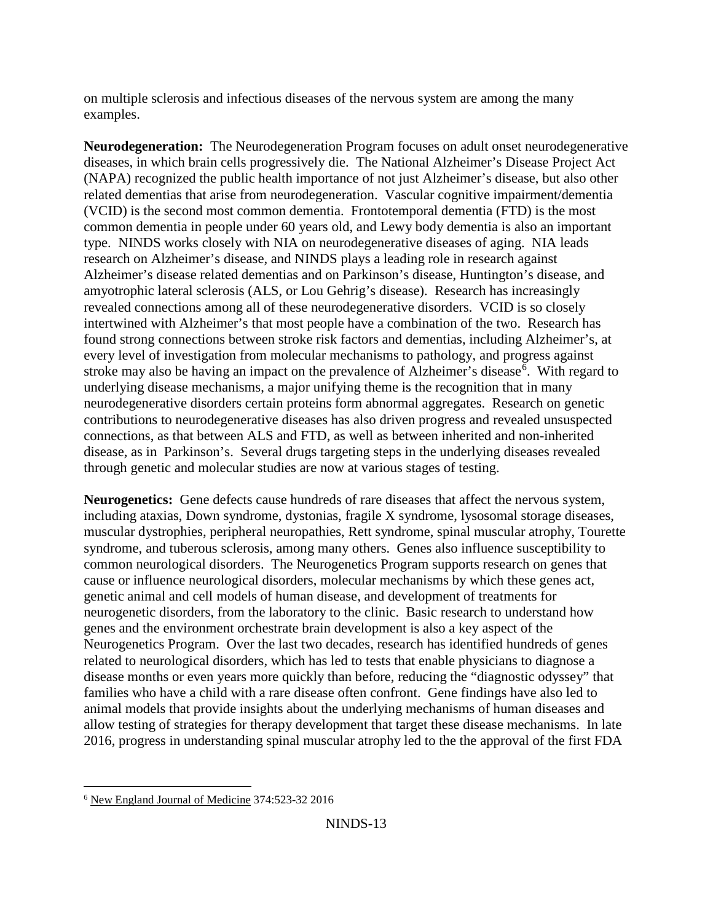on multiple sclerosis and infectious diseases of the nervous system are among the many examples.

**Neurodegeneration:** The Neurodegeneration Program focuses on adult onset neurodegenerative diseases, in which brain cells progressively die. The National Alzheimer's Disease Project Act (NAPA) recognized the public health importance of not just Alzheimer's disease, but also other related dementias that arise from neurodegeneration. Vascular cognitive impairment/dementia (VCID) is the second most common dementia. Frontotemporal dementia (FTD) is the most common dementia in people under 60 years old, and Lewy body dementia is also an important type. NINDS works closely with NIA on neurodegenerative diseases of aging. NIA leads research on Alzheimer's disease, and NINDS plays a leading role in research against Alzheimer's disease related dementias and on Parkinson's disease, Huntington's disease, and amyotrophic lateral sclerosis (ALS, or Lou Gehrig's disease). Research has increasingly revealed connections among all of these neurodegenerative disorders. VCID is so closely intertwined with Alzheimer's that most people have a combination of the two. Research has found strong connections between stroke risk factors and dementias, including Alzheimer's, at every level of investigation from molecular mechanisms to pathology, and progress against stroke may also be having an impact on the prevalence of Alzheimer's disease[6]. With regard to underlying disease mechanisms, a major unifying theme is the recognition that in many neurodegenerative disorders certain proteins form abnormal aggregates. Research on genetic contributions to neurodegenerative diseases has also driven progress and revealed unsuspected connections, as that between ALS and FTD, as well as between inherited and non-inherited disease, as in Parkinson's. Several drugs targeting steps in the underlying diseases revealed through genetic and molecular studies are now at various stages of testing.

**Neurogenetics:** Gene defects cause hundreds of rare diseases that affect the nervous system, including ataxias, Down syndrome, dystonias, fragile X syndrome, lysosomal storage diseases, muscular dystrophies, peripheral neuropathies, Rett syndrome, spinal muscular atrophy, Tourette syndrome, and tuberous sclerosis, among many others. Genes also influence susceptibility to common neurological disorders. The Neurogenetics Program supports research on genes that cause or influence neurological disorders, molecular mechanisms by which these genes act, genetic animal and cell models of human disease, and development of treatments for neurogenetic disorders, from the laboratory to the clinic. Basic research to understand how genes and the environment orchestrate brain development is also a key aspect of the Neurogenetics Program. Over the last two decades, research has identified hundreds of genes related to neurological disorders, which has led to tests that enable physicians to diagnose a disease months or even years more quickly than before, reducing the "diagnostic odyssey" that families who have a child with a rare disease often confront. Gene findings have also led to animal models that provide insights about the underlying mechanisms of human diseases and allow testing of strategies for therapy development that target these disease mechanisms. In late 2016, progress in understanding spinal muscular atrophy led to the the approval of the first FDA

---

[6] New England Journal of Medicine 374:523-32 2016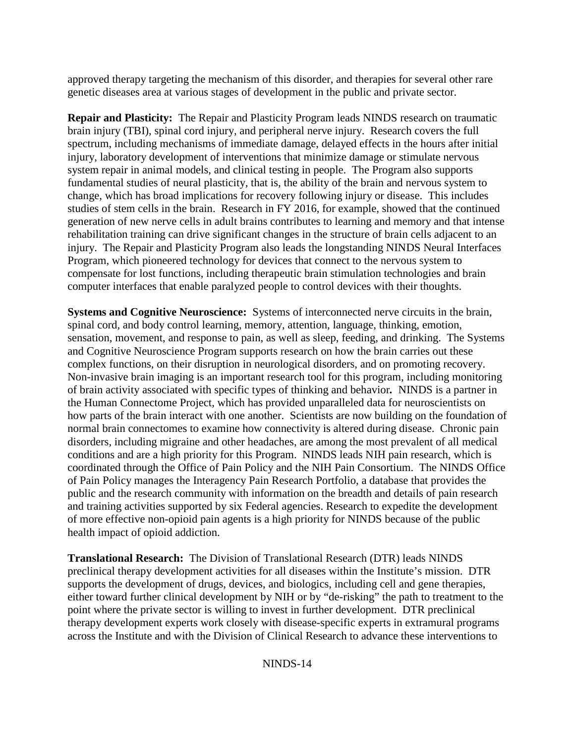approved therapy targeting the mechanism of this disorder, and therapies for several other rare genetic diseases area at various stages of development in the public and private sector.

**Repair and Plasticity:** The Repair and Plasticity Program leads NINDS research on traumatic brain injury (TBI), spinal cord injury, and peripheral nerve injury. Research covers the full spectrum, including mechanisms of immediate damage, delayed effects in the hours after initial injury, laboratory development of interventions that minimize damage or stimulate nervous system repair in animal models, and clinical testing in people. The Program also supports fundamental studies of neural plasticity, that is, the ability of the brain and nervous system to change, which has broad implications for recovery following injury or disease. This includes studies of stem cells in the brain. Research in FY 2016, for example, showed that the continued generation of new nerve cells in adult brains contributes to learning and memory and that intense rehabilitation training can drive significant changes in the structure of brain cells adjacent to an injury. The Repair and Plasticity Program also leads the longstanding NINDS Neural Interfaces Program, which pioneered technology for devices that connect to the nervous system to compensate for lost functions, including therapeutic brain stimulation technologies and brain computer interfaces that enable paralyzed people to control devices with their thoughts.

**Systems and Cognitive Neuroscience:** Systems of interconnected nerve circuits in the brain, spinal cord, and body control learning, memory, attention, language, thinking, emotion, sensation, movement, and response to pain, as well as sleep, feeding, and drinking. The Systems and Cognitive Neuroscience Program supports research on how the brain carries out these complex functions, on their disruption in neurological disorders, and on promoting recovery. Non-invasive brain imaging is an important research tool for this program, including monitoring of brain activity associated with specific types of thinking and behavior**.** NINDS is a partner in the Human Connectome Project, which has provided unparalleled data for neuroscientists on how parts of the brain interact with one another. Scientists are now building on the foundation of normal brain connectomes to examine how connectivity is altered during disease. Chronic pain disorders, including migraine and other headaches, are among the most prevalent of all medical conditions and are a high priority for this Program. NINDS leads NIH pain research, which is coordinated through the Office of Pain Policy and the NIH Pain Consortium. The NINDS Office of Pain Policy manages the Interagency Pain Research Portfolio, a database that provides the public and the research community with information on the breadth and details of pain research and training activities supported by six Federal agencies. Research to expedite the development of more effective non-opioid pain agents is a high priority for NINDS because of the public health impact of opioid addiction.

**Translational Research:** The Division of Translational Research (DTR) leads NINDS preclinical therapy development activities for all diseases within the Institute's mission. DTR supports the development of drugs, devices, and biologics, including cell and gene therapies, either toward further clinical development by NIH or by "de-risking" the path to treatment to the point where the private sector is willing to invest in further development. DTR preclinical therapy development experts work closely with disease-specific experts in extramural programs across the Institute and with the Division of Clinical Research to advance these interventions to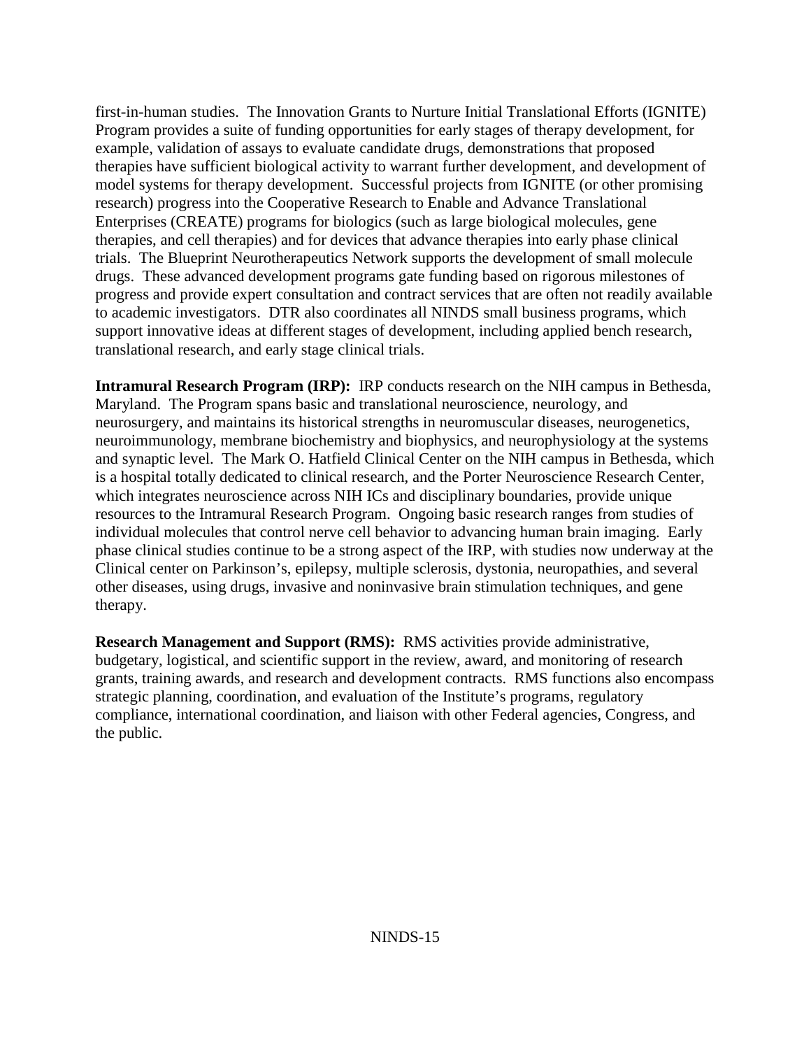first-in-human studies. The Innovation Grants to Nurture Initial Translational Efforts (IGNITE) Program provides a suite of funding opportunities for early stages of therapy development, for example, validation of assays to evaluate candidate drugs, demonstrations that proposed therapies have sufficient biological activity to warrant further development, and development of model systems for therapy development. Successful projects from IGNITE (or other promising research) progress into the Cooperative Research to Enable and Advance Translational Enterprises (CREATE) programs for biologics (such as large biological molecules, gene therapies, and cell therapies) and for devices that advance therapies into early phase clinical trials. The Blueprint Neurotherapeutics Network supports the development of small molecule drugs. These advanced development programs gate funding based on rigorous milestones of progress and provide expert consultation and contract services that are often not readily available to academic investigators. DTR also coordinates all NINDS small business programs, which support innovative ideas at different stages of development, including applied bench research, translational research, and early stage clinical trials.

**Intramural Research Program (IRP):** IRP conducts research on the NIH campus in Bethesda, Maryland. The Program spans basic and translational neuroscience, neurology, and neurosurgery, and maintains its historical strengths in neuromuscular diseases, neurogenetics, neuroimmunology, membrane biochemistry and biophysics, and neurophysiology at the systems and synaptic level. The Mark O. Hatfield Clinical Center on the NIH campus in Bethesda, which is a hospital totally dedicated to clinical research, and the Porter Neuroscience Research Center, which integrates neuroscience across NIH ICs and disciplinary boundaries, provide unique resources to the Intramural Research Program. Ongoing basic research ranges from studies of individual molecules that control nerve cell behavior to advancing human brain imaging. Early phase clinical studies continue to be a strong aspect of the IRP, with studies now underway at the Clinical center on Parkinson's, epilepsy, multiple sclerosis, dystonia, neuropathies, and several other diseases, using drugs, invasive and noninvasive brain stimulation techniques, and gene therapy.

**Research Management and Support (RMS):** RMS activities provide administrative, budgetary, logistical, and scientific support in the review, award, and monitoring of research grants, training awards, and research and development contracts. RMS functions also encompass strategic planning, coordination, and evaluation of the Institute's programs, regulatory compliance, international coordination, and liaison with other Federal agencies, Congress, and the public.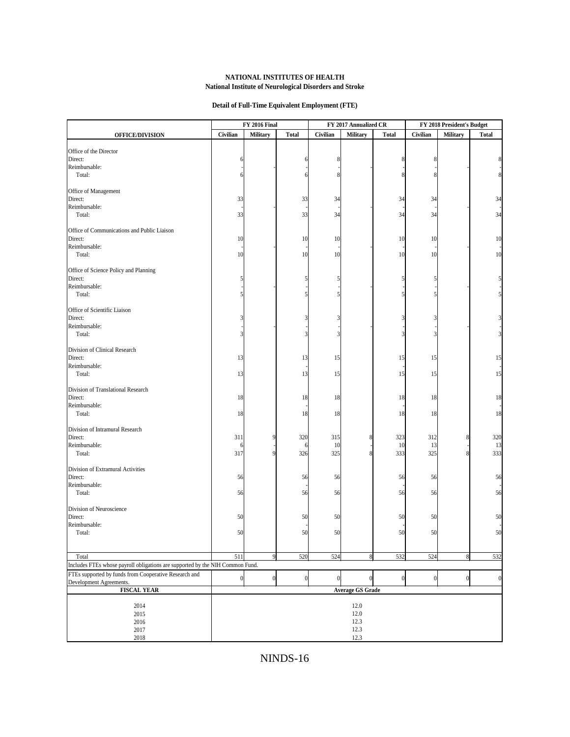**NATIONAL INSTITUTES OF HEALTH**
**National Institute of Neurological Disorders and Stroke**

**Detail of Full-Time Equivalent Employment (FTE)**

| OFFICE/DIVISION | FY 2016 Final | | | FY 2017 Annualized CR | | | FY 2018 President's Budget | | |
|---|---|---|---|---|---|---|---|---|---|
| | Civilian | Military | Total | Civilian | Military | Total | Civilian | Military | Total |
| **Office of the Director** | | | | | | | | | |
| Direct: | 6 | | 6 | 8 | | 8 | 8 | | 8 |
| Reimbursable: | - | - | - | - | - | - | - | - | - |
| Total: | 6 | - | 6 | 8 | - | 8 | 8 | - | 8 |
| **Office of Management** | | | | | | | | | |
| Direct: | 33 | | 33 | 34 | | 34 | 34 | | 34 |
| Reimbursable: | - | - | - | - | - | - | - | - | - |
| Total: | 33 | - | 33 | 34 | - | 34 | 34 | - | 34 |
| **Office of Communications and Public Liaison** | | | | | | | | | |
| Direct: | 10 | | 10 | 10 | | 10 | 10 | | 10 |
| Reimbursable: | - | - | - | - | - | - | - | - | - |
| Total: | 10 | - | 10 | 10 | - | 10 | 10 | - | 10 |
| **Office of Science Policy and Planning** | | | | | | | | | |
| Direct: | 5 | | 5 | 5 | | 5 | 5 | | 5 |
| Reimbursable: | - | - | - | - | - | - | - | - | - |
| Total: | 5 | - | 5 | 5 | - | 5 | 5 | - | 5 |
| **Office of Scientific Liaison** | | | | | | | | | |
| Direct: | 3 | | 3 | 3 | | 3 | 3 | | 3 |
| Reimbursable: | - | - | - | - | - | - | - | - | - |
| Total: | 3 | - | 3 | 3 | - | 3 | 3 | - | 3 |
| **Division of Clinical Research** | | | | | | | | | |
| Direct: | 13 | | 13 | 15 | | 15 | 15 | | 15 |
| Reimbursable: | | | - | | | - | | | - |
| Total: | 13 | | 13 | 15 | | 15 | 15 | | 15 |
| **Division of Translational Research** | | | | | | | | | |
| Direct: | 18 | | 18 | 18 | | 18 | 18 | | 18 |
| Reimbursable: | | | - | | | - | | | - |
| Total: | 18 | | 18 | 18 | | 18 | 18 | | 18 |
| **Division of Intramural Research** | | | | | | | | | |
| Direct: | 311 | 9 | 320 | 315 | 8 | 323 | 312 | 8 | 320 |
| Reimbursable: | 6 | - | 6 | 10 | - | 10 | 13 | - | 13 |
| Total: | 317 | 9 | 326 | 325 | 8 | 333 | 325 | 8 | 333 |
| **Division of Extramural Activities** | | | | | | | | | |
| Direct: | 56 | | 56 | 56 | | 56 | 56 | | 56 |
| Reimbursable: | | | - | | | - | | | - |
| Total: | 56 | | 56 | 56 | | 56 | 56 | | 56 |
| **Division of Neuroscience** | | | | | | | | | |
| Direct: | 50 | | 50 | 50 | | 50 | 50 | | 50 |
| Reimbursable: | | | - | | | - | | | - |
| Total: | 50 | | 50 | 50 | | 50 | 50 | | 50 |
| Total | 511 | 9 | 520 | 524 | 8 | 532 | 524 | 8 | 532 |
| Includes FTEs whose payroll obligations are supported by the NIH Common Fund. | | | | | | | | | |
| FTEs supported by funds from Cooperative Research and Development Agreements. | 0 | 0 | 0 | 0 | 0 | 0 | 0 | 0 | 0 |

| FISCAL YEAR | Average GS Grade |
|---|---|
| 2014 | 12.0 |
| 2015 | 12.0 |
| 2016 | 12.3 |
| 2017 | 12.3 |
| 2018 | 12.3 |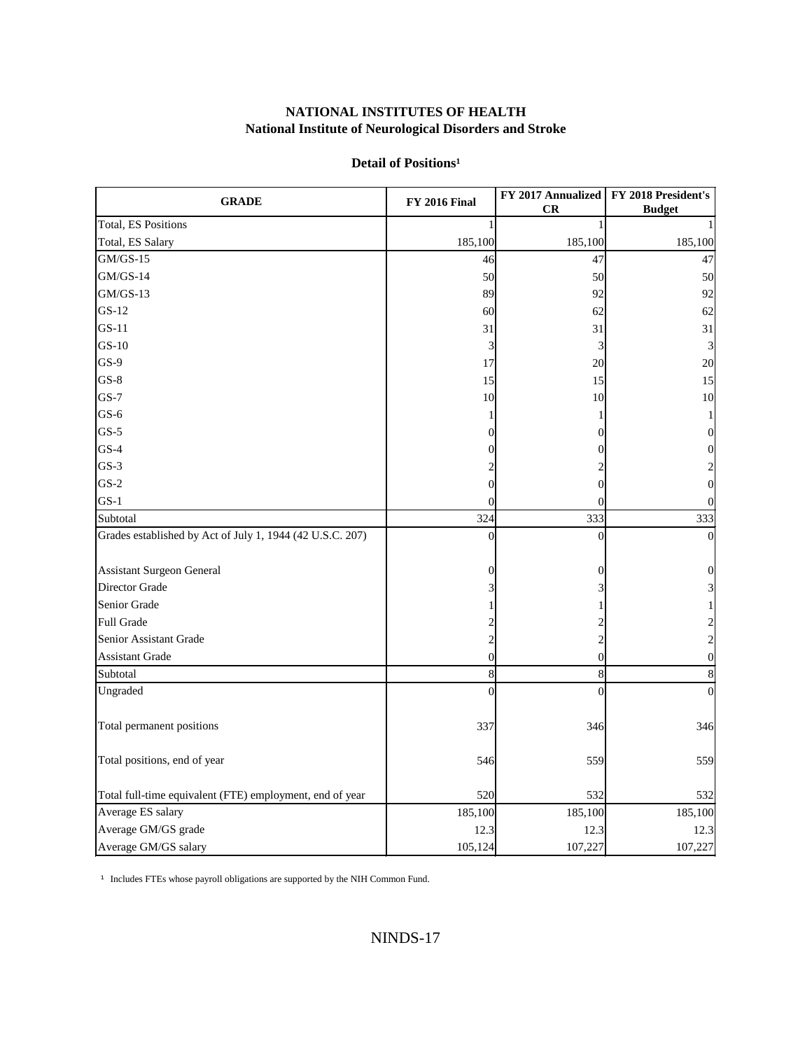**NATIONAL INSTITUTES OF HEALTH**
**National Institute of Neurological Disorders and Stroke**

**Detail of Positions[1]**

| GRADE | FY 2016 Final | FY 2017 Annualized CR | FY 2018 President's Budget |
|---|---|---|---|
| Total, ES Positions | 1 | 1 | 1 |
| Total, ES Salary | 185,100 | 185,100 | 185,100 |
| GM/GS-15 | 46 | 47 | 47 |
| GM/GS-14 | 50 | 50 | 50 |
| GM/GS-13 | 89 | 92 | 92 |
| GS-12 | 60 | 62 | 62 |
| GS-11 | 31 | 31 | 31 |
| GS-10 | 3 | 3 | 3 |
| GS-9 | 17 | 20 | 20 |
| GS-8 | 15 | 15 | 15 |
| GS-7 | 10 | 10 | 10 |
| GS-6 | 1 | 1 | 1 |
| GS-5 | 0 | 0 | 0 |
| GS-4 | 0 | 0 | 0 |
| GS-3 | 2 | 2 | 2 |
| GS-2 | 0 | 0 | 0 |
| GS-1 | 0 | 0 | 0 |
| Subtotal | 324 | 333 | 333 |
| Grades established by Act of July 1, 1944 (42 U.S.C. 207) | 0 | 0 | 0 |
| Assistant Surgeon General | 0 | 0 | 0 |
| Director Grade | 3 | 3 | 3 |
| Senior Grade | 1 | 1 | 1 |
| Full Grade | 2 | 2 | 2 |
| Senior Assistant Grade | 2 | 2 | 2 |
| Assistant Grade | 0 | 0 | 0 |
| Subtotal | 8 | 8 | 8 |
| Ungraded | 0 | 0 | 0 |
| Total permanent positions | 337 | 346 | 346 |
| Total positions, end of year | 546 | 559 | 559 |
| Total full-time equivalent (FTE) employment, end of year | 520 | 532 | 532 |
| Average ES salary | 185,100 | 185,100 | 185,100 |
| Average GM/GS grade | 12.3 | 12.3 | 12.3 |
| Average GM/GS salary | 105,124 | 107,227 | 107,227 |

[1] Includes FTEs whose payroll obligations are supported by the NIH Common Fund.